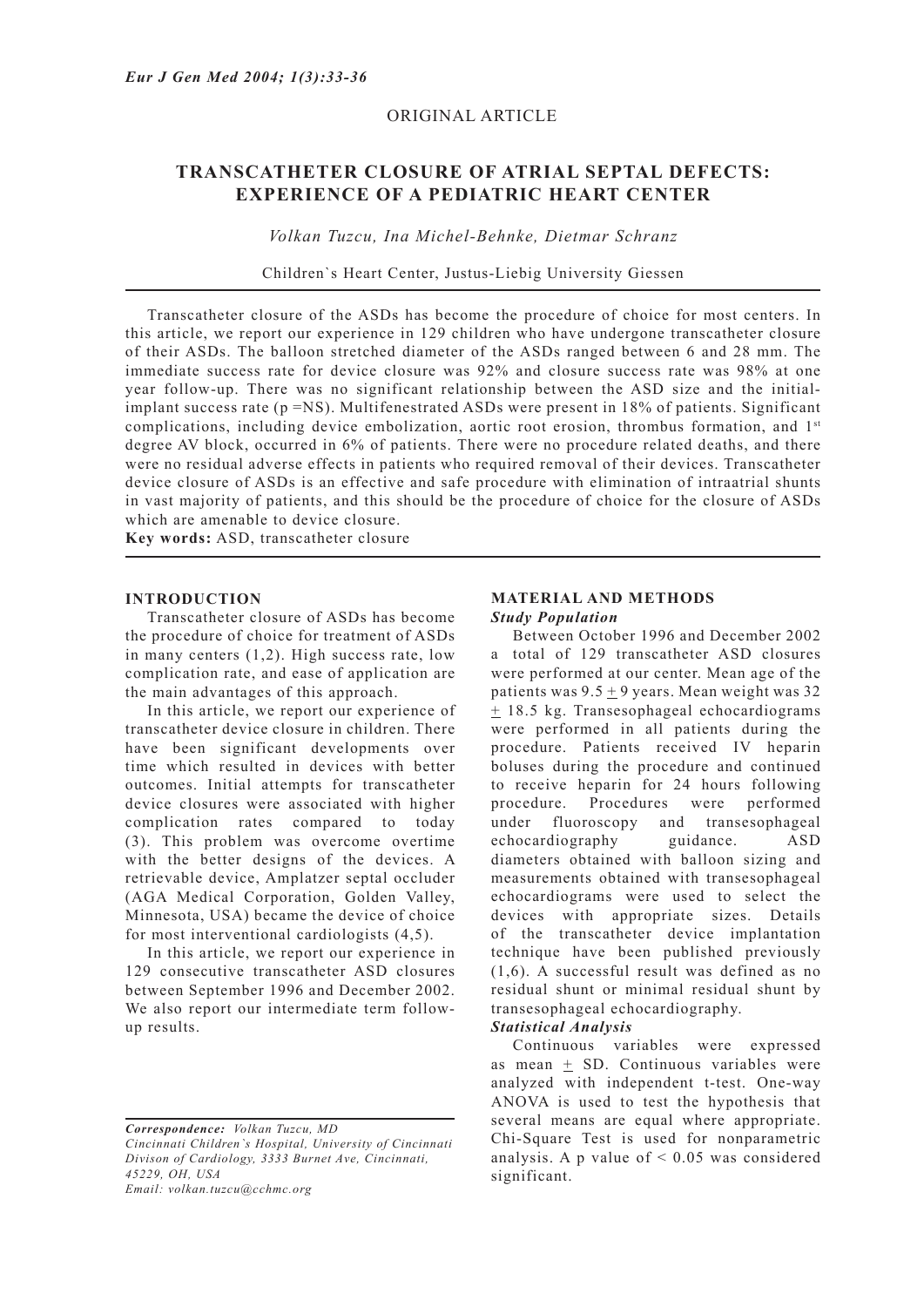ORIGINAL ARTICLE

# TRANSCATHETER CLOSURE OF ATRIAL SEPTAL DEFECTS: EXPERIENCE OF A PEDIATRIC HEART CENTER

*Volkan Tuzcu, Ina Michel-Behnke, Dietmar Schranz*

Children`s Heart Center, Justus-Liebig University Giessen

Transcatheter closure of the ASDs has become the procedure of choice for most centers. In this article, we report our experience in 129 children who have undergone transcatheter closure of their ASDs. The balloon stretched diameter of the ASDs ranged between 6 and 28 mm. The immediate success rate for device closure was 92% and closure success rate was 98% at one year follow-up. There was no significant relationship between the ASD size and the initial-implant success rate (p =NS). Multifenestrated ASDs were present in 18% of patients. Significant complications, including device embolization, aortic root erosion, thrombus formation, and 1st degree AV block, occurred in 6% of patients. There were no procedure related deaths, and there were no residual adverse effects in patients who required removal of their devices. Transcatheter device closure of ASDs is an effective and safe procedure with elimination of intraatrial shunts in vast majority of patients, and this should be the procedure of choice for the closure of ASDs which are amenable to device closure.

**Key words:** ASD, transcatheter closure

## INTRODUCTION

Transcatheter closure of ASDs has become the procedure of choice for treatment of ASDs in many centers (1,2). High success rate, low complication rate, and ease of application are the main advantages of this approach.

In this article, we report our experience of transcatheter device closure in children. There have been significant developments over time which resulted in devices with better outcomes. Initial attempts for transcatheter device closures were associated with higher complication rates compared to today (3). This problem was overcome overtime with the better designs of the devices. A retrievable device, Amplatzer septal occluder (AGA Medical Corporation, Golden Valley, Minnesota, USA) became the device of choice for most interventional cardiologists (4,5).

In this article, we report our experience in 129 consecutive transcatheter ASD closures between September 1996 and December 2002. We also report our intermediate term follow-up results.

*Correspondence: Volkan Tuzcu, MD*
*Cincinnati Children`s Hospital, University of Cincinnati Divison of Cardiology, 3333 Burnet Ave, Cincinnati, 45229, OH, USA*
*Email: volkan.tuzcu@cchmc.org*

## MATERIAL AND METHODS

### Study Population

Between October 1996 and December 2002 a total of 129 transcatheter ASD closures were performed at our center. Mean age of the patients was 9.5 $\pm$ 9 years. Mean weight was 32 $\pm$ 18.5 kg. Transesophageal echocardiograms were performed in all patients during the procedure. Patients received IV heparin boluses during the procedure and continued to receive heparin for 24 hours following procedure. Procedures were performed under fluoroscopy and transesophageal echocardiography guidance. ASD diameters obtained with balloon sizing and measurements obtained with transesophageal echocardiograms were used to select the devices with appropriate sizes. Details of the transcatheter device implantation technique have been published previously (1,6). A successful result was defined as no residual shunt or minimal residual shunt by transesophageal echocardiography.

### Statistical Analysis

Continuous variables were expressed as mean $\pm$ SD. Continuous variables were analyzed with independent t-test. One-way ANOVA is used to test the hypothesis that several means are equal where appropriate. Chi-Square Test is used for nonparametric analysis. A p value of $< 0.05$ was considered significant.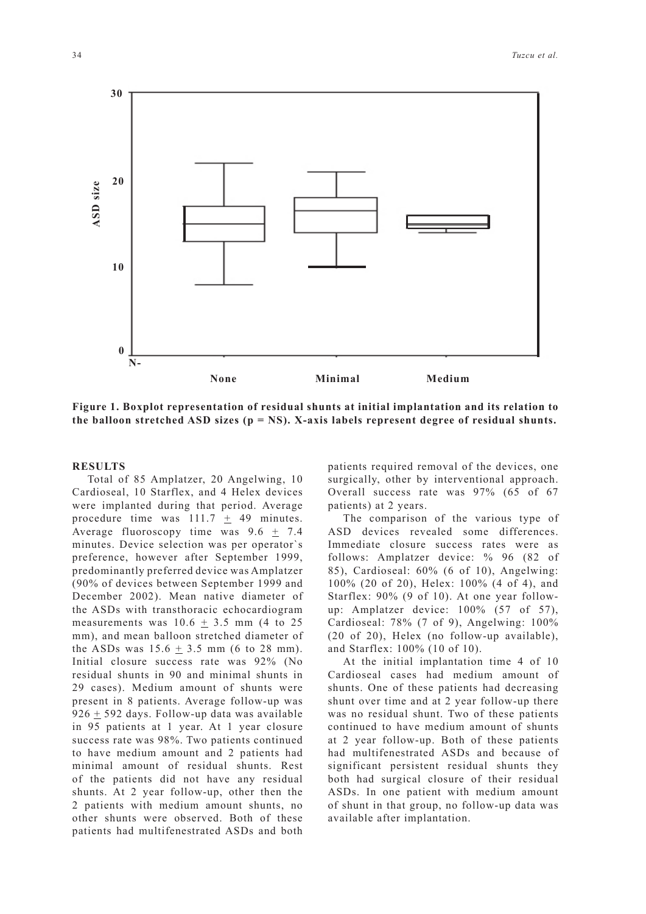**Figure 1. Boxplot representation of residual shunts at initial implantation and its relation to the balloon stretched ASD sizes (p = NS). X-axis labels represent degree of residual shunts.**

## RESULTS

Total of 85 Amplatzer, 20 Angelwing, 10 Cardioseal, 10 Starflex, and 4 Helex devices were implanted during that period. Average procedure time was 111.7 $\pm$ 49 minutes. Average fluoroscopy time was 9.6 $\pm$ 7.4 minutes. Device selection was per operator`s preference, however after September 1999, predominantly preferred device was Amplatzer (90% of devices between September 1999 and December 2002). Mean native diameter of the ASDs with transthoracic echocardiogram measurements was 10.6 $\pm$ 3.5 mm (4 to 25 mm), and mean balloon stretched diameter of the ASDs was 15.6 $\pm$ 3.5 mm (6 to 28 mm). Initial closure success rate was 92% (No residual shunts in 90 and minimal shunts in 29 cases). Medium amount of shunts were present in 8 patients. Average follow-up was 926 $\pm$ 592 days. Follow-up data was available in 95 patients at 1 year. At 1 year closure success rate was 98%. Two patients continued to have medium amount and 2 patients had minimal amount of residual shunts. Rest of the patients did not have any residual shunts. At 2 year follow-up, other then the 2 patients with medium amount shunts, no other shunts were observed. Both of these patients had multifenestrated ASDs and both patients required removal of the devices, one surgically, other by interventional approach. Overall success rate was 97% (65 of 67 patients) at 2 years.

The comparison of the various type of ASD devices revealed some differences. Immediate closure success rates were as follows: Amplatzer device: % 96 (82 of 85), Cardioseal: 60% (6 of 10), Angelwing: 100% (20 of 20), Helex: 100% (4 of 4), and Starflex: 90% (9 of 10). At one year follow-up: Amplatzer device: 100% (57 of 57), Cardioseal: 78% (7 of 9), Angelwing: 100% (20 of 20), Helex (no follow-up available), and Starflex: 100% (10 of 10).

At the initial implantation time 4 of 10 Cardioseal cases had medium amount of shunts. One of these patients had decreasing shunt over time and at 2 year follow-up there was no residual shunt. Two of these patients continued to have medium amount of shunts at 2 year follow-up. Both of these patients had multifenestrated ASDs and because of significant persistent residual shunts they both had surgical closure of their residual ASDs. In one patient with medium amount of shunt in that group, no follow-up data was available after implantation.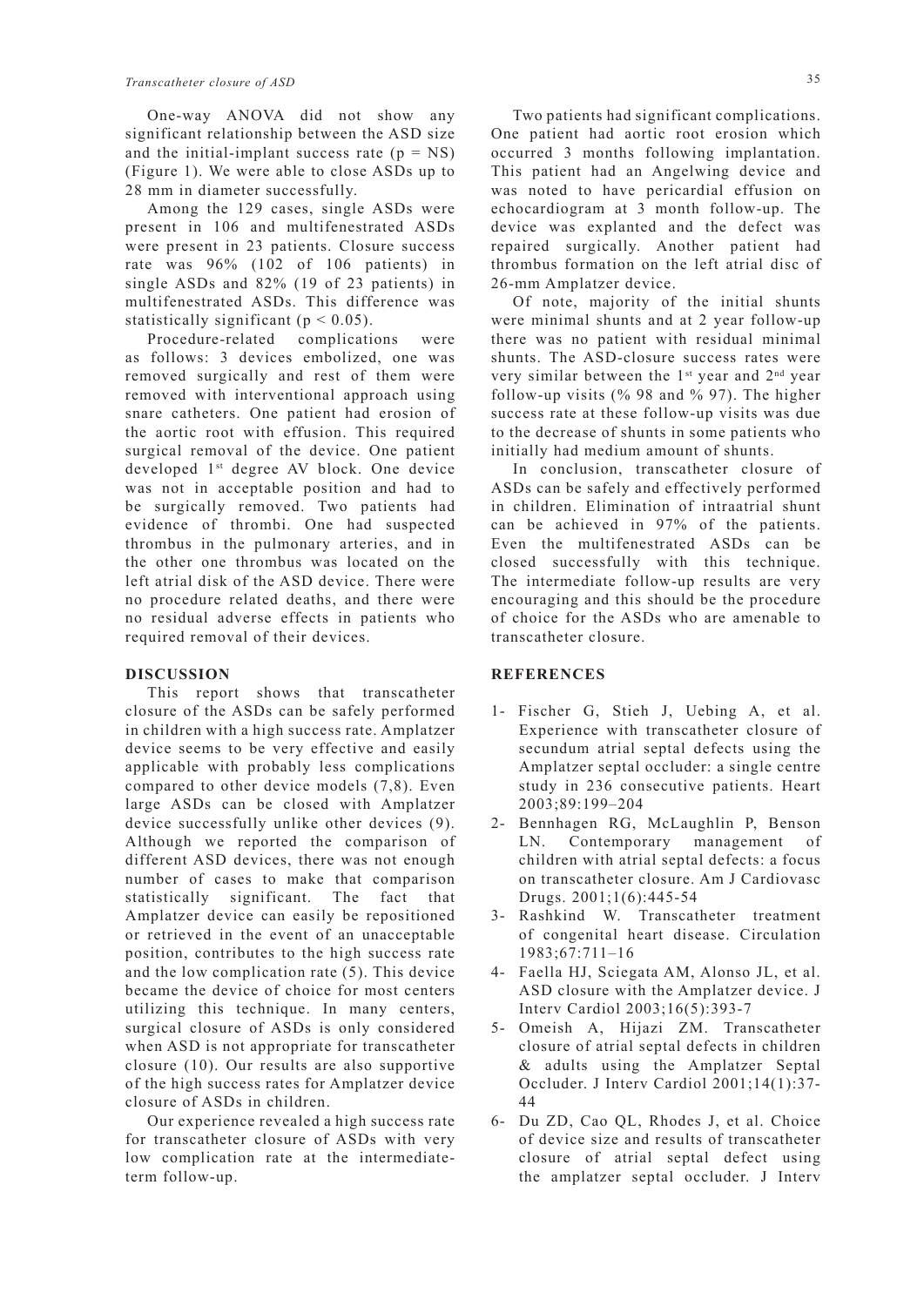One-way ANOVA did not show any significant relationship between the ASD size and the initial-implant success rate ($p$ = NS) (Figure 1). We were able to close ASDs up to 28 mm in diameter successfully.

Among the 129 cases, single ASDs were present in 106 and multifenestrated ASDs were present in 23 patients. Closure success rate was 96% (102 of 106 patients) in single ASDs and 82% (19 of 23 patients) in multifenestrated ASDs. This difference was statistically significant ($p < 0.05$).

Procedure-related complications were as follows: 3 devices embolized, one was removed surgically and rest of them were removed with interventional approach using snare catheters. One patient had erosion of the aortic root with effusion. This required surgical removal of the device. One patient developed 1st degree AV block. One device was not in acceptable position and had to be surgically removed. Two patients had evidence of thrombi. One had suspected thrombus in the pulmonary arteries, and in the other one thrombus was located on the left atrial disk of the ASD device. There were no procedure related deaths, and there were no residual adverse effects in patients who required removal of their devices.

## DISCUSSION

This report shows that transcatheter closure of the ASDs can be safely performed in children with a high success rate. Amplatzer device seems to be very effective and easily applicable with probably less complications compared to other device models (7,8). Even large ASDs can be closed with Amplatzer device successfully unlike other devices (9). Although we reported the comparison of different ASD devices, there was not enough number of cases to make that comparison statistically significant. The fact that Amplatzer device can easily be repositioned or retrieved in the event of an unacceptable position, contributes to the high success rate and the low complication rate (5). This device became the device of choice for most centers utilizing this technique. In many centers, surgical closure of ASDs is only considered when ASD is not appropriate for transcatheter closure (10). Our results are also supportive of the high success rates for Amplatzer device closure of ASDs in children.

Our experience revealed a high success rate for transcatheter closure of ASDs with very low complication rate at the intermediate-term follow-up.

Two patients had significant complications. One patient had aortic root erosion which occurred 3 months following implantation. This patient had an Angelwing device and was noted to have pericardial effusion on echocardiogram at 3 month follow-up. The device was explanted and the defect was repaired surgically. Another patient had thrombus formation on the left atrial disc of 26-mm Amplatzer device.

Of note, majority of the initial shunts were minimal shunts and at 2 year follow-up there was no patient with residual minimal shunts. The ASD-closure success rates were very similar between the 1st year and 2nd year follow-up visits (% 98 and % 97). The higher success rate at these follow-up visits was due to the decrease of shunts in some patients who initially had medium amount of shunts.

In conclusion, transcatheter closure of ASDs can be safely and effectively performed in children. Elimination of intraatrial shunt can be achieved in 97% of the patients. Even the multifenestrated ASDs can be closed successfully with this technique. The intermediate follow-up results are very encouraging and this should be the procedure of choice for the ASDs who are amenable to transcatheter closure.

## REFERENCES

1- Fischer G, Stieh J, Uebing A, et al. Experience with transcatheter closure of secundum atrial septal defects using the Amplatzer septal occluder: a single centre study in 236 consecutive patients. Heart 2003;89:199–204

2- Bennhagen RG, McLaughlin P, Benson LN. Contemporary management of children with atrial septal defects: a focus on transcatheter closure. Am J Cardiovasc Drugs. 2001;1(6):445-54

3- Rashkind W. Transcatheter treatment of congenital heart disease. Circulation 1983;67:711–16

4- Faella HJ, Sciegata AM, Alonso JL, et al. ASD closure with the Amplatzer device. J Interv Cardiol 2003;16(5):393-7

5- Omeish A, Hijazi ZM. Transcatheter closure of atrial septal defects in children & adults using the Amplatzer Septal Occluder. J Interv Cardiol 2001;14(1):37-44

6- Du ZD, Cao QL, Rhodes J, et al. Choice of device size and results of transcatheter closure of atrial septal defect using the amplatzer septal occluder. J Interv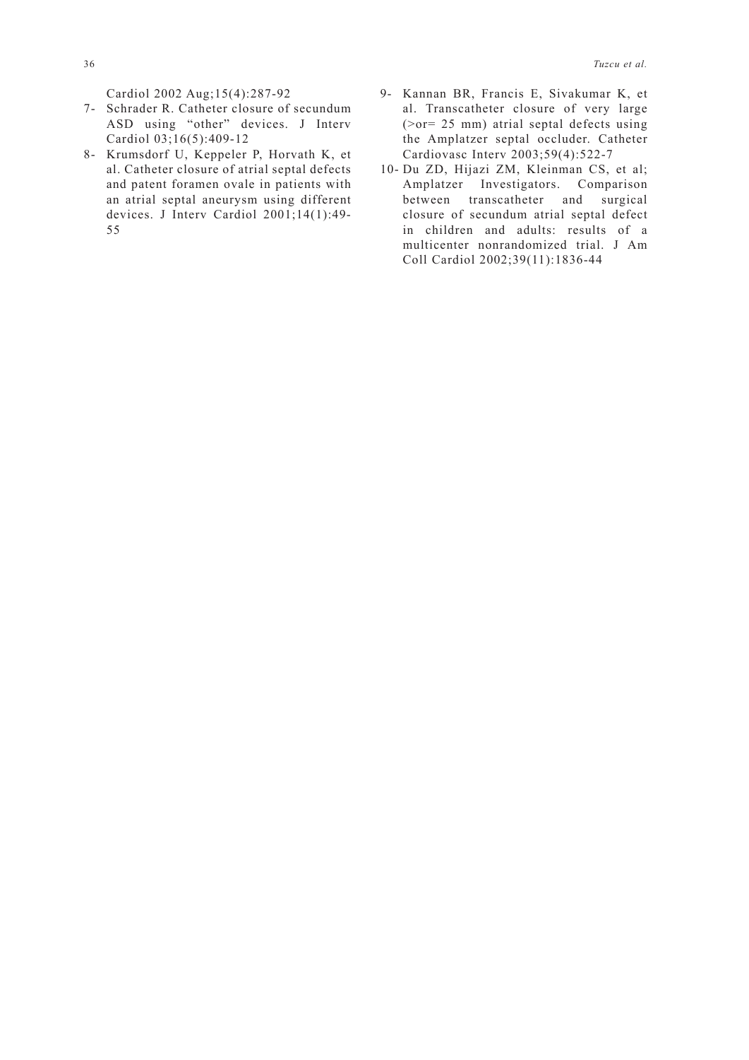Cardiol 2002 Aug;15(4):287-92

7- Schrader R. Catheter closure of secundum ASD using “other” devices. J Interv Cardiol 03;16(5):409-12

8- Krumsdorf U, Keppeler P, Horvath K, et al. Catheter closure of atrial septal defects and patent foramen ovale in patients with an atrial septal aneurysm using different devices. J Interv Cardiol 2001;14(1):49-55

9- Kannan BR, Francis E, Sivakumar K, et al. Transcatheter closure of very large (>or= 25 mm) atrial septal defects using the Amplatzer septal occluder. Catheter Cardiovasc Interv 2003;59(4):522-7

10- Du ZD, Hijazi ZM, Kleinman CS, et al; Amplatzer Investigators. Comparison between transcatheter and surgical closure of secundum atrial septal defect in children and adults: results of a multicenter nonrandomized trial. J Am Coll Cardiol 2002;39(11):1836-44